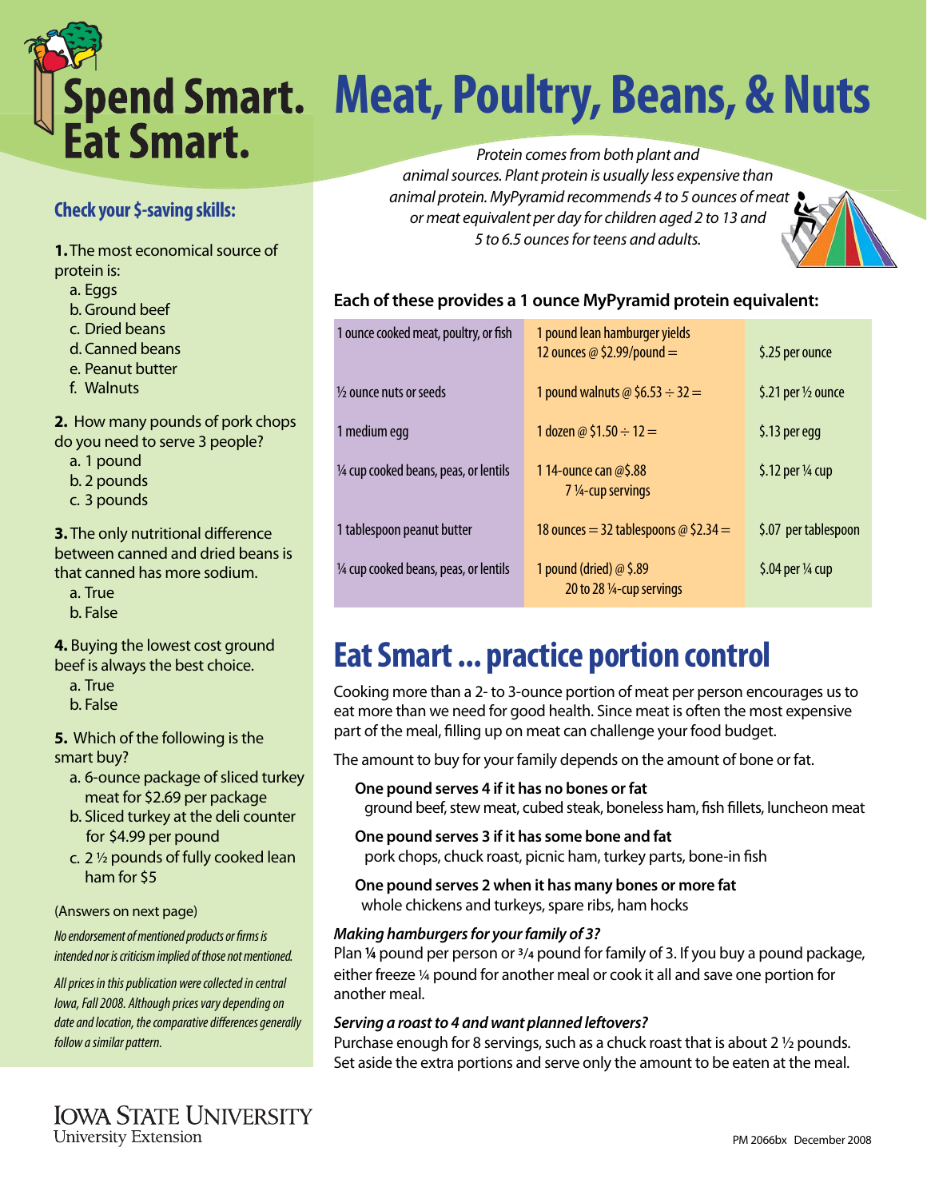# Spend Smart. Eat Smart.

# Meat, Poultry, Beans, & Nuts

*Protein comes from both plant and animal sources. Plant protein is usually less expensive than animal protein. MyPyramid recommends 4 to 5 ounces of meat or meat equivalent per day for children aged 2 to 13 and 5 to 6.5 ounces for teens and adults.*

## Check your $-saving skills:

**1.** The most economical source of protein is:

a. Eggs
b. Ground beef
c. Dried beans
d. Canned beans
e. Peanut butter
f. Walnuts

**2.** How many pounds of pork chops do you need to serve 3 people?

a. 1 pound
b. 2 pounds
c. 3 pounds

**3.** The only nutritional difference between canned and dried beans is that canned has more sodium.

a. True
b. False

**4.** Buying the lowest cost ground beef is always the best choice.

a. True
b. False

**5.** Which of the following is the smart buy?

a. 6-ounce package of sliced turkey meat for $2.69 per package
b. Sliced turkey at the deli counter for $4.99 per pound
c. 2 ½ pounds of fully cooked lean ham for $5

(Answers on next page)

*No endorsement of mentioned products or firms is intended nor is criticism implied of those not mentioned.*

*All prices in this publication were collected in central Iowa, Fall 2008. Although prices vary depending on date and location, the comparative differences generally follow a similar pattern.*

**Each of these provides a 1 ounce MyPyramid protein equivalent:**

| | | |
|---|---|---|
| 1 ounce cooked meat, poultry, or fish | 1 pound lean hamburger yields 12 ounces @ $2.99/pound = | $.25 per ounce |
| ½ ounce nuts or seeds | 1 pound walnuts @ $6.53 ÷ 32 = | $.21 per ½ ounce |
| 1 medium egg | 1 dozen @ $1.50 ÷ 12 = | $.13 per egg |
| ¼ cup cooked beans, peas, or lentils | 1 14-ounce can @$.88 7 ¼-cup servings | $.12 per ¼ cup |
| 1 tablespoon peanut butter | 18 ounces = 32 tablespoons @ $2.34 = | $.07 per tablespoon |
| ¼ cup cooked beans, peas, or lentils | 1 pound (dried) @ $.89 20 to 28 ¼-cup servings | $.04 per ¼ cup |

## Eat Smart ... practice portion control

Cooking more than a 2- to 3-ounce portion of meat per person encourages us to eat more than we need for good health. Since meat is often the most expensive part of the meal, filling up on meat can challenge your food budget.

The amount to buy for your family depends on the amount of bone or fat.

**One pound serves 4 if it has no bones or fat**
ground beef, stew meat, cubed steak, boneless ham, fish fillets, luncheon meat

**One pound serves 3 if it has some bone and fat**
pork chops, chuck roast, picnic ham, turkey parts, bone-in fish

**One pound serves 2 when it has many bones or more fat**
whole chickens and turkeys, spare ribs, ham hocks

***Making hamburgers for your family of 3?***
Plan ¼ pound per person or ¾ pound for family of 3. If you buy a pound package, either freeze ¼ pound for another meal or cook it all and save one portion for another meal.

***Serving a roast to 4 and want planned leftovers?***
Purchase enough for 8 servings, such as a chuck roast that is about 2 ½ pounds. Set aside the extra portions and serve only the amount to be eaten at the meal.

Iowa State University
University Extension

PM 2066bx December 2008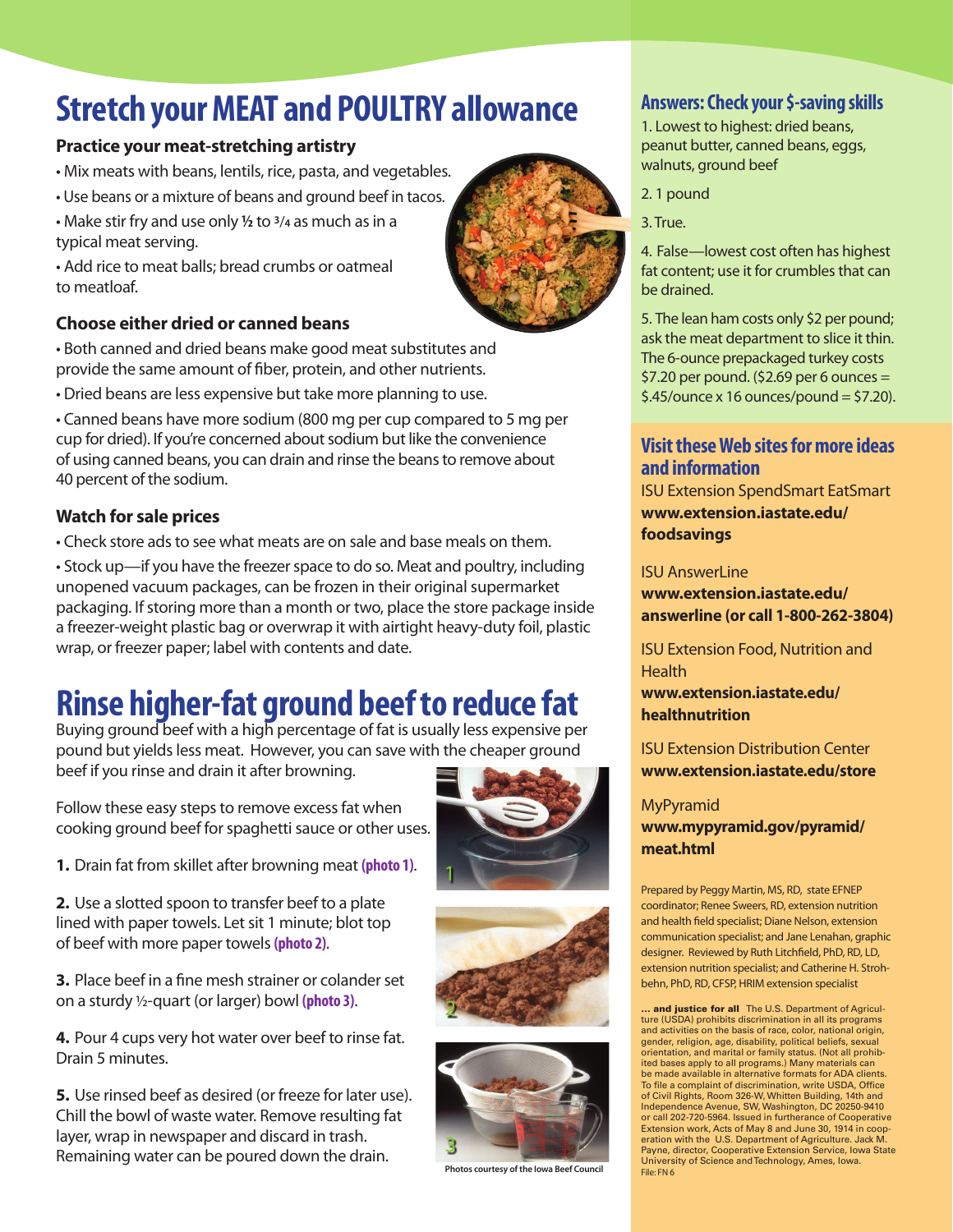# Stretch your MEAT and POULTRY allowance

### Practice your meat-stretching artistry

- Mix meats with beans, lentils, rice, pasta, and vegetables.
- Use beans or a mixture of beans and ground beef in tacos.
- Make stir fry and use only ½ to ¾ as much as in a typical meat serving.
- Add rice to meat balls; bread crumbs or oatmeal to meatloaf.

### Choose either dried or canned beans

- Both canned and dried beans make good meat substitutes and provide the same amount of fiber, protein, and other nutrients.
- Dried beans are less expensive but take more planning to use.
- Canned beans have more sodium (800 mg per cup compared to 5 mg per cup for dried). If you're concerned about sodium but like the convenience of using canned beans, you can drain and rinse the beans to remove about 40 percent of the sodium.

### Watch for sale prices

- Check store ads to see what meats are on sale and base meals on them.
- Stock up—if you have the freezer space to do so. Meat and poultry, including unopened vacuum packages, can be frozen in their original supermarket packaging. If storing more than a month or two, place the store package inside a freezer-weight plastic bag or overwrap it with airtight heavy-duty foil, plastic wrap, or freezer paper; label with contents and date.

# Rinse higher-fat ground beef to reduce fat

Buying ground beef with a high percentage of fat is usually less expensive per pound but yields less meat. However, you can save with the cheaper ground beef if you rinse and drain it after browning.

Follow these easy steps to remove excess fat when cooking ground beef for spaghetti sauce or other uses.

**1.** Drain fat from skillet after browning meat **(photo 1)**.

**2.** Use a slotted spoon to transfer beef to a plate lined with paper towels. Let sit 1 minute; blot top of beef with more paper towels **(photo 2)**.

**3.** Place beef in a fine mesh strainer or colander set on a sturdy ½-quart (or larger) bowl **(photo 3)**.

**4.** Pour 4 cups very hot water over beef to rinse fat. Drain 5 minutes.

**5.** Use rinsed beef as desired (or freeze for later use). Chill the bowl of waste water. Remove resulting fat layer, wrap in newspaper and discard in trash. Remaining water can be poured down the drain.

1

2

3

**Photos courtesy of the Iowa Beef Council**

## Answers: Check your $-saving skills

1. Lowest to highest: dried beans, peanut butter, canned beans, eggs, walnuts, ground beef
2. 1 pound
3. True.
4. False—lowest cost often has highest fat content; use it for crumbles that can be drained.
5. The lean ham costs only $2 per pound; ask the meat department to slice it thin. The 6-ounce prepackaged turkey costs $7.20 per pound. ($2.69 per 6 ounces = $.45/ounce x 16 ounces/pound = $7.20).

## Visit these Web sites for more ideas and information

ISU Extension SpendSmart EatSmart
**www.extension.iastate.edu/foodsavings**

ISU AnswerLine
**www.extension.iastate.edu/answerline (or call 1-800-262-3804)**

ISU Extension Food, Nutrition and Health
**www.extension.iastate.edu/healthnutrition**

ISU Extension Distribution Center
**www.extension.iastate.edu/store**

MyPyramid
**www.mypyramid.gov/pyramid/meat.html**

Prepared by Peggy Martin, MS, RD, state EFNEP coordinator; Renee Sweers, RD, extension nutrition and health field specialist; Diane Nelson, extension communication specialist; and Jane Lenahan, graphic designer. Reviewed by Ruth Litchfield, PhD, RD, LD, extension nutrition specialist; and Catherine H. Strohbehn, PhD, RD, CFSP, HRIM extension specialist

**… and justice for all** The U.S. Department of Agriculture (USDA) prohibits discrimination in all its programs and activities on the basis of race, color, national origin, gender, religion, age, disability, political beliefs, sexual orientation, and marital or family status. (Not all prohibited bases apply to all programs.) Many materials can be made available in alternative formats for ADA clients. To file a complaint of discrimination, write USDA, Office of Civil Rights, Room 326-W, Whitten Building, 14th and Independence Avenue, SW, Washington, DC 20250-9410 or call 202-720-5964. Issued in furtherance of Cooperative Extension work, Acts of May 8 and June 30, 1914 in cooperation with the U.S. Department of Agriculture. Jack M. Payne, director, Cooperative Extension Service, Iowa State University of Science and Technology, Ames, Iowa.
File: FN 6